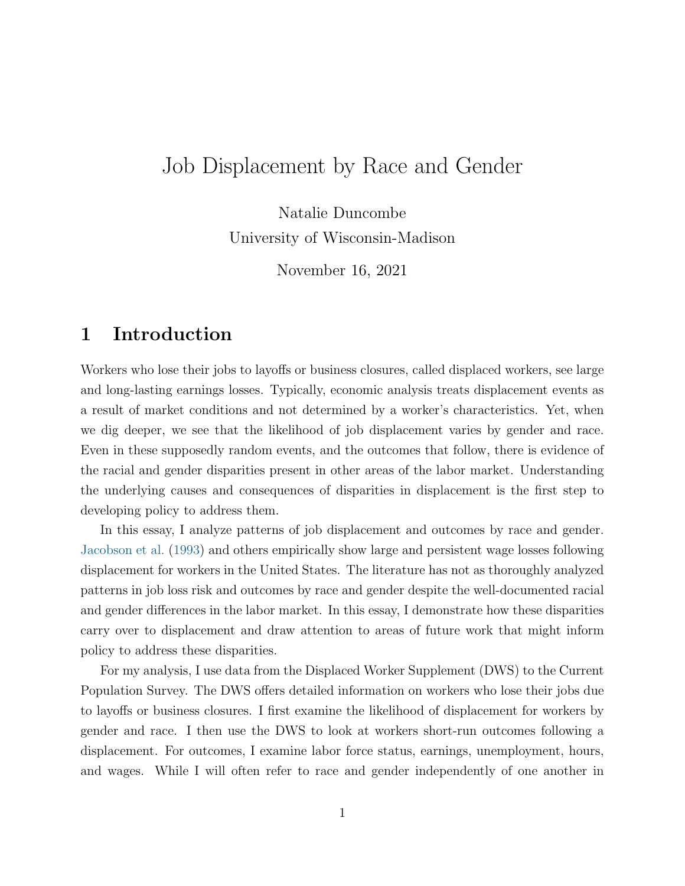# Job Displacement by Race and Gender

Natalie Duncombe
University of Wisconsin-Madison

November 16, 2021

## 1 Introduction

Workers who lose their jobs to layoffs or business closures, called displaced workers, see large and long-lasting earnings losses. Typically, economic analysis treats displacement events as a result of market conditions and not determined by a worker's characteristics. Yet, when we dig deeper, we see that the likelihood of job displacement varies by gender and race. Even in these supposedly random events, and the outcomes that follow, there is evidence of the racial and gender disparities present in other areas of the labor market. Understanding the underlying causes and consequences of disparities in displacement is the first step to developing policy to address them.

In this essay, I analyze patterns of job displacement and outcomes by race and gender. Jacobson et al. (1993) and others empirically show large and persistent wage losses following displacement for workers in the United States. The literature has not as thoroughly analyzed patterns in job loss risk and outcomes by race and gender despite the well-documented racial and gender differences in the labor market. In this essay, I demonstrate how these disparities carry over to displacement and draw attention to areas of future work that might inform policy to address these disparities.

For my analysis, I use data from the Displaced Worker Supplement (DWS) to the Current Population Survey. The DWS offers detailed information on workers who lose their jobs due to layoffs or business closures. I first examine the likelihood of displacement for workers by gender and race. I then use the DWS to look at workers short-run outcomes following a displacement. For outcomes, I examine labor force status, earnings, unemployment, hours, and wages. While I will often refer to race and gender independently of one another in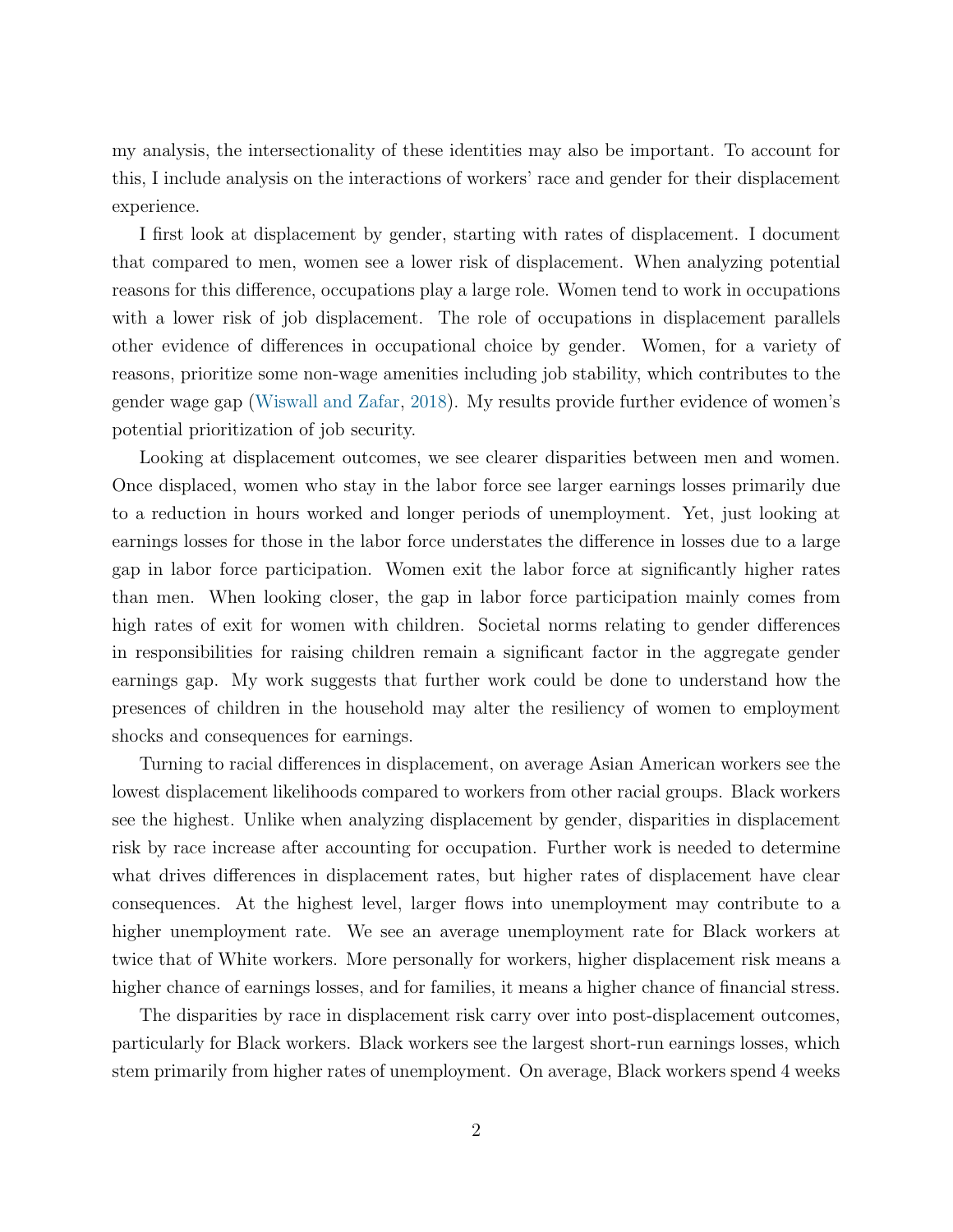my analysis, the intersectionality of these identities may also be important. To account for this, I include analysis on the interactions of workers' race and gender for their displacement experience.

I first look at displacement by gender, starting with rates of displacement. I document that compared to men, women see a lower risk of displacement. When analyzing potential reasons for this difference, occupations play a large role. Women tend to work in occupations with a lower risk of job displacement. The role of occupations in displacement parallels other evidence of differences in occupational choice by gender. Women, for a variety of reasons, prioritize some non-wage amenities including job stability, which contributes to the gender wage gap (Wiswall and Zafar, 2018). My results provide further evidence of women's potential prioritization of job security.

Looking at displacement outcomes, we see clearer disparities between men and women. Once displaced, women who stay in the labor force see larger earnings losses primarily due to a reduction in hours worked and longer periods of unemployment. Yet, just looking at earnings losses for those in the labor force understates the difference in losses due to a large gap in labor force participation. Women exit the labor force at significantly higher rates than men. When looking closer, the gap in labor force participation mainly comes from high rates of exit for women with children. Societal norms relating to gender differences in responsibilities for raising children remain a significant factor in the aggregate gender earnings gap. My work suggests that further work could be done to understand how the presences of children in the household may alter the resiliency of women to employment shocks and consequences for earnings.

Turning to racial differences in displacement, on average Asian American workers see the lowest displacement likelihoods compared to workers from other racial groups. Black workers see the highest. Unlike when analyzing displacement by gender, disparities in displacement risk by race increase after accounting for occupation. Further work is needed to determine what drives differences in displacement rates, but higher rates of displacement have clear consequences. At the highest level, larger flows into unemployment may contribute to a higher unemployment rate. We see an average unemployment rate for Black workers at twice that of White workers. More personally for workers, higher displacement risk means a higher chance of earnings losses, and for families, it means a higher chance of financial stress.

The disparities by race in displacement risk carry over into post-displacement outcomes, particularly for Black workers. Black workers see the largest short-run earnings losses, which stem primarily from higher rates of unemployment. On average, Black workers spend 4 weeks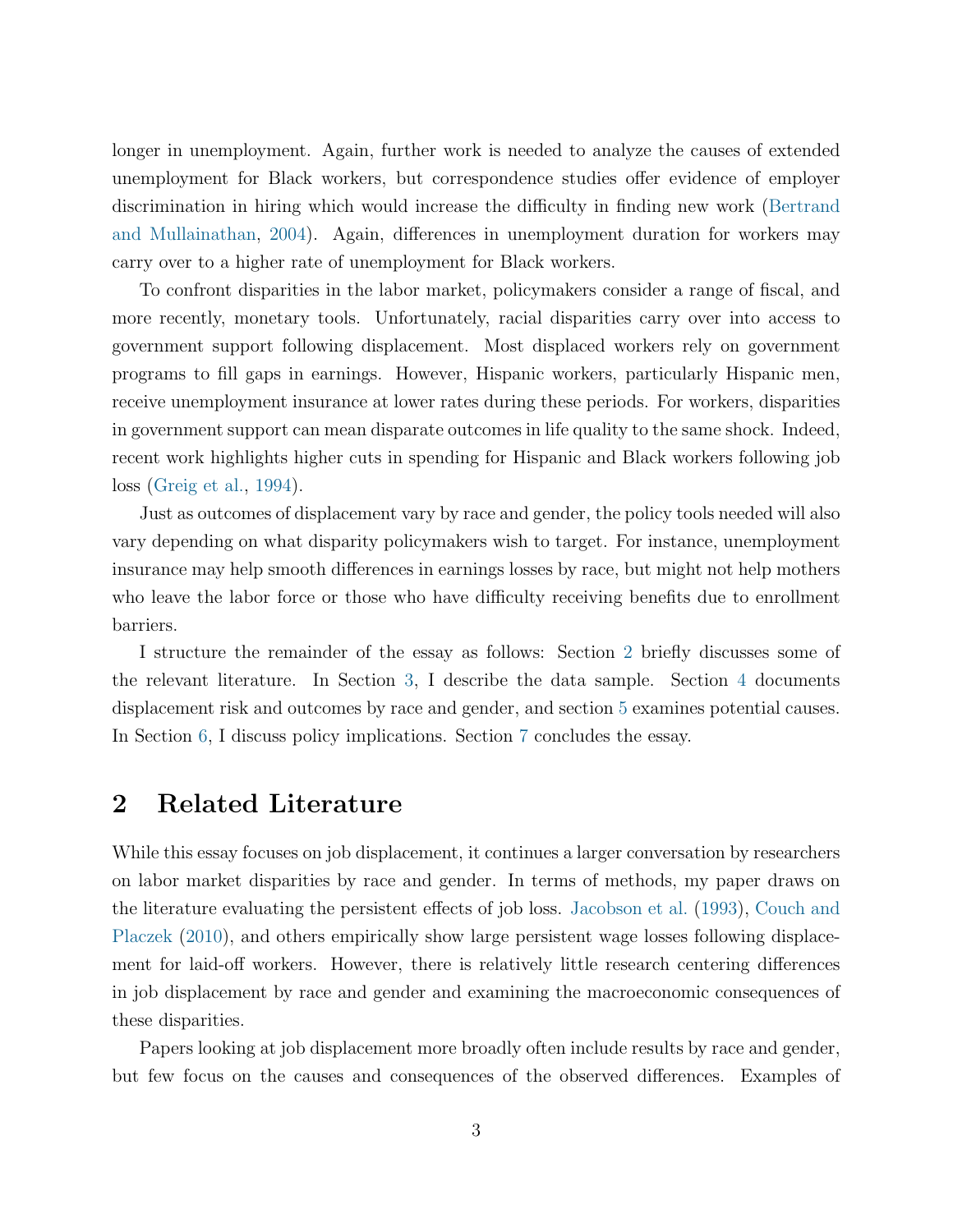longer in unemployment. Again, further work is needed to analyze the causes of extended unemployment for Black workers, but correspondence studies offer evidence of employer discrimination in hiring which would increase the difficulty in finding new work (Bertrand and Mullainathan, 2004). Again, differences in unemployment duration for workers may carry over to a higher rate of unemployment for Black workers.

To confront disparities in the labor market, policymakers consider a range of fiscal, and more recently, monetary tools. Unfortunately, racial disparities carry over into access to government support following displacement. Most displaced workers rely on government programs to fill gaps in earnings. However, Hispanic workers, particularly Hispanic men, receive unemployment insurance at lower rates during these periods. For workers, disparities in government support can mean disparate outcomes in life quality to the same shock. Indeed, recent work highlights higher cuts in spending for Hispanic and Black workers following job loss (Greig et al., 1994).

Just as outcomes of displacement vary by race and gender, the policy tools needed will also vary depending on what disparity policymakers wish to target. For instance, unemployment insurance may help smooth differences in earnings losses by race, but might not help mothers who leave the labor force or those who have difficulty receiving benefits due to enrollment barriers.

I structure the remainder of the essay as follows: Section 2 briefly discusses some of the relevant literature. In Section 3, I describe the data sample. Section 4 documents displacement risk and outcomes by race and gender, and section 5 examines potential causes. In Section 6, I discuss policy implications. Section 7 concludes the essay.

## 2 Related Literature

While this essay focuses on job displacement, it continues a larger conversation by researchers on labor market disparities by race and gender. In terms of methods, my paper draws on the literature evaluating the persistent effects of job loss. Jacobson et al. (1993), Couch and Placzek (2010), and others empirically show large persistent wage losses following displacement for laid-off workers. However, there is relatively little research centering differences in job displacement by race and gender and examining the macroeconomic consequences of these disparities.

Papers looking at job displacement more broadly often include results by race and gender, but few focus on the causes and consequences of the observed differences. Examples of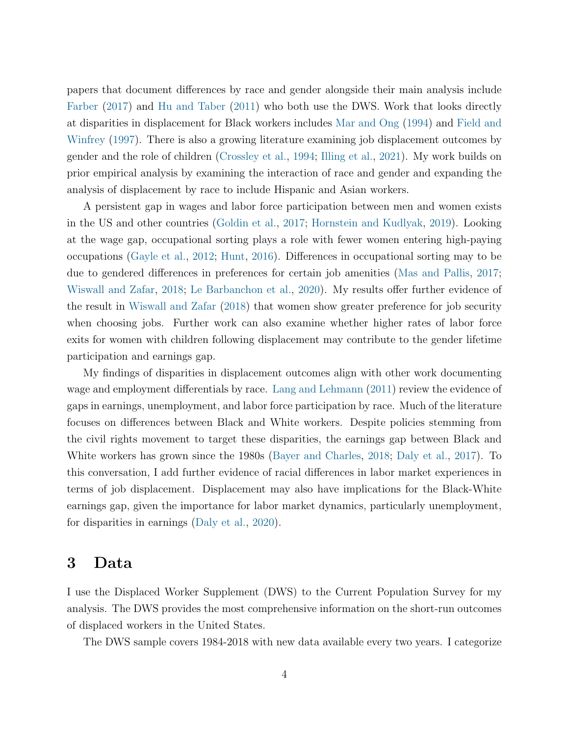papers that document differences by race and gender alongside their main analysis include Farber (2017) and Hu and Taber (2011) who both use the DWS. Work that looks directly at disparities in displacement for Black workers includes Mar and Ong (1994) and Field and Winfrey (1997). There is also a growing literature examining job displacement outcomes by gender and the role of children (Crossley et al., 1994; Illing et al., 2021). My work builds on prior empirical analysis by examining the interaction of race and gender and expanding the analysis of displacement by race to include Hispanic and Asian workers.

A persistent gap in wages and labor force participation between men and women exists in the US and other countries (Goldin et al., 2017; Hornstein and Kudlyak, 2019). Looking at the wage gap, occupational sorting plays a role with fewer women entering high-paying occupations (Gayle et al., 2012; Hunt, 2016). Differences in occupational sorting may to be due to gendered differences in preferences for certain job amenities (Mas and Pallis, 2017; Wiswall and Zafar, 2018; Le Barbanchon et al., 2020). My results offer further evidence of the result in Wiswall and Zafar (2018) that women show greater preference for job security when choosing jobs. Further work can also examine whether higher rates of labor force exits for women with children following displacement may contribute to the gender lifetime participation and earnings gap.

My findings of disparities in displacement outcomes align with other work documenting wage and employment differentials by race. Lang and Lehmann (2011) review the evidence of gaps in earnings, unemployment, and labor force participation by race. Much of the literature focuses on differences between Black and White workers. Despite policies stemming from the civil rights movement to target these disparities, the earnings gap between Black and White workers has grown since the 1980s (Bayer and Charles, 2018; Daly et al., 2017). To this conversation, I add further evidence of racial differences in labor market experiences in terms of job displacement. Displacement may also have implications for the Black-White earnings gap, given the importance for labor market dynamics, particularly unemployment, for disparities in earnings (Daly et al., 2020).

# 3 Data

I use the Displaced Worker Supplement (DWS) to the Current Population Survey for my analysis. The DWS provides the most comprehensive information on the short-run outcomes of displaced workers in the United States.

The DWS sample covers 1984-2018 with new data available every two years. I categorize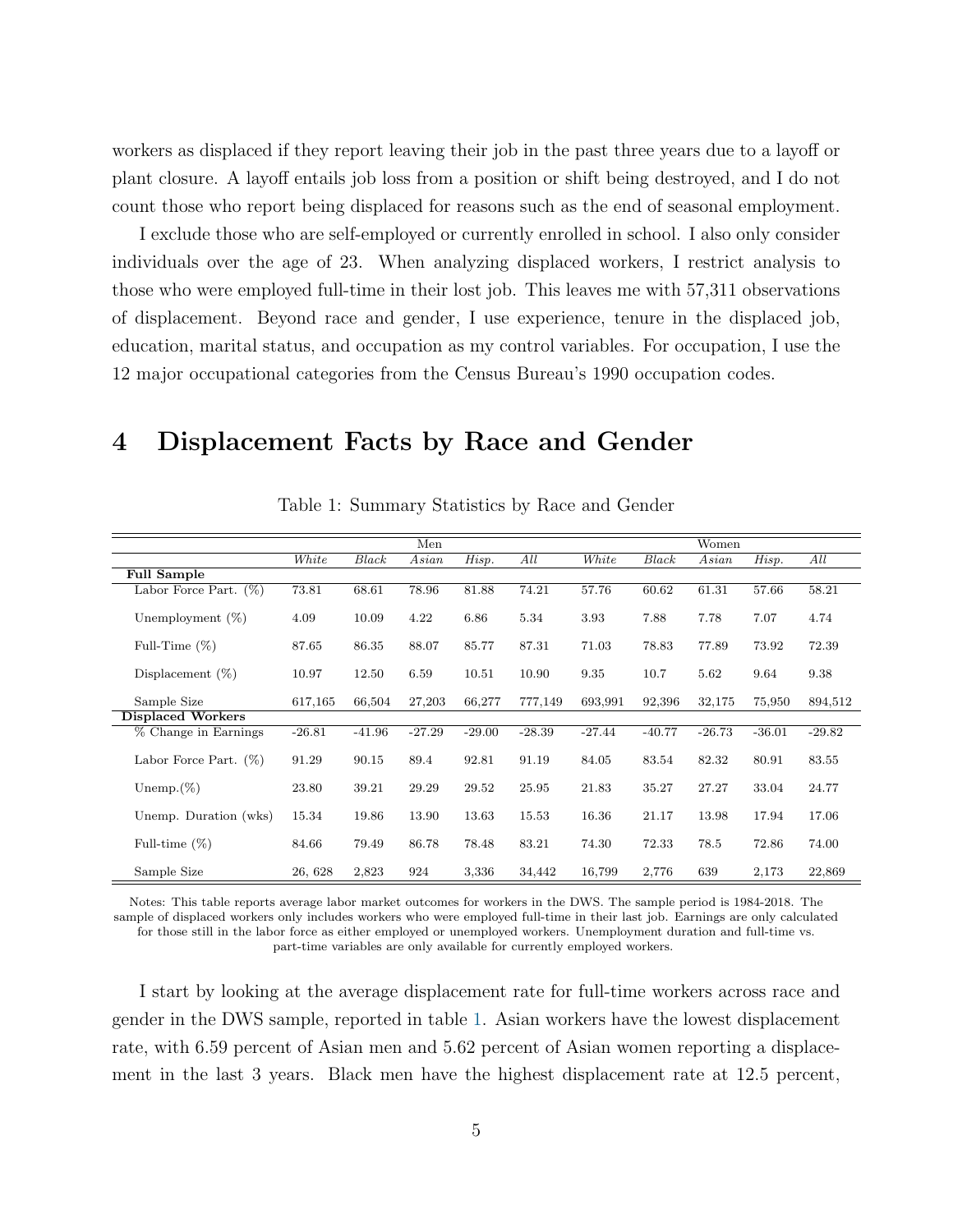workers as displaced if they report leaving their job in the past three years due to a layoff or plant closure. A layoff entails job loss from a position or shift being destroyed, and I do not count those who report being displaced for reasons such as the end of seasonal employment.

I exclude those who are self-employed or currently enrolled in school. I also only consider individuals over the age of 23. When analyzing displaced workers, I restrict analysis to those who were employed full-time in their lost job. This leaves me with 57,311 observations of displacement. Beyond race and gender, I use experience, tenure in the displaced job, education, marital status, and occupation as my control variables. For occupation, I use the 12 major occupational categories from the Census Bureau's 1990 occupation codes.

# 4 Displacement Facts by Race and Gender

Table 1: Summary Statistics by Race and Gender

| | Men | | | | | Women | | | | |
|---|---|---|---|---|---|---|---|---|---|---|
| | *White* | *Black* | *Asian* | *Hisp.* | *All* | *White* | *Black* | *Asian* | *Hisp.* | *All* |
| **Full Sample** | | | | | | | | | | |
| Labor Force Part. (%) | 73.81 | 68.61 | 78.96 | 81.88 | 74.21 | 57.76 | 60.62 | 61.31 | 57.66 | 58.21 |
| Unemployment (%) | 4.09 | 10.09 | 4.22 | 6.86 | 5.34 | 3.93 | 7.88 | 7.78 | 7.07 | 4.74 |
| Full-Time (%) | 87.65 | 86.35 | 88.07 | 85.77 | 87.31 | 71.03 | 78.83 | 77.89 | 73.92 | 72.39 |
| Displacement (%) | 10.97 | 12.50 | 6.59 | 10.51 | 10.90 | 9.35 | 10.7 | 5.62 | 9.64 | 9.38 |
| Sample Size | 617,165 | 66,504 | 27,203 | 66,277 | 777,149 | 693,991 | 92,396 | 32,175 | 75,950 | 894,512 |
| **Displaced Workers** | | | | | | | | | | |
| % Change in Earnings | -26.81 | -41.96 | -27.29 | -29.00 | -28.39 | -27.44 | -40.77 | -26.73 | -36.01 | -29.82 |
| Labor Force Part. (%) | 91.29 | 90.15 | 89.4 | 92.81 | 91.19 | 84.05 | 83.54 | 82.32 | 80.91 | 83.55 |
| Unemp.(%) | 23.80 | 39.21 | 29.29 | 29.52 | 25.95 | 21.83 | 35.27 | 27.27 | 33.04 | 24.77 |
| Unemp. Duration (wks) | 15.34 | 19.86 | 13.90 | 13.63 | 15.53 | 16.36 | 21.17 | 13.98 | 17.94 | 17.06 |
| Full-time (%) | 84.66 | 79.49 | 86.78 | 78.48 | 83.21 | 74.30 | 72.33 | 78.5 | 72.86 | 74.00 |
| Sample Size | 26, 628 | 2,823 | 924 | 3,336 | 34,442 | 16,799 | 2,776 | 639 | 2,173 | 22,869 |

Notes: This table reports average labor market outcomes for workers in the DWS. The sample period is 1984-2018. The sample of displaced workers only includes workers who were employed full-time in their last job. Earnings are only calculated for those still in the labor force as either employed or unemployed workers. Unemployment duration and full-time vs. part-time variables are only available for currently employed workers.

I start by looking at the average displacement rate for full-time workers across race and gender in the DWS sample, reported in table 1. Asian workers have the lowest displacement rate, with 6.59 percent of Asian men and 5.62 percent of Asian women reporting a displacement in the last 3 years. Black men have the highest displacement rate at 12.5 percent,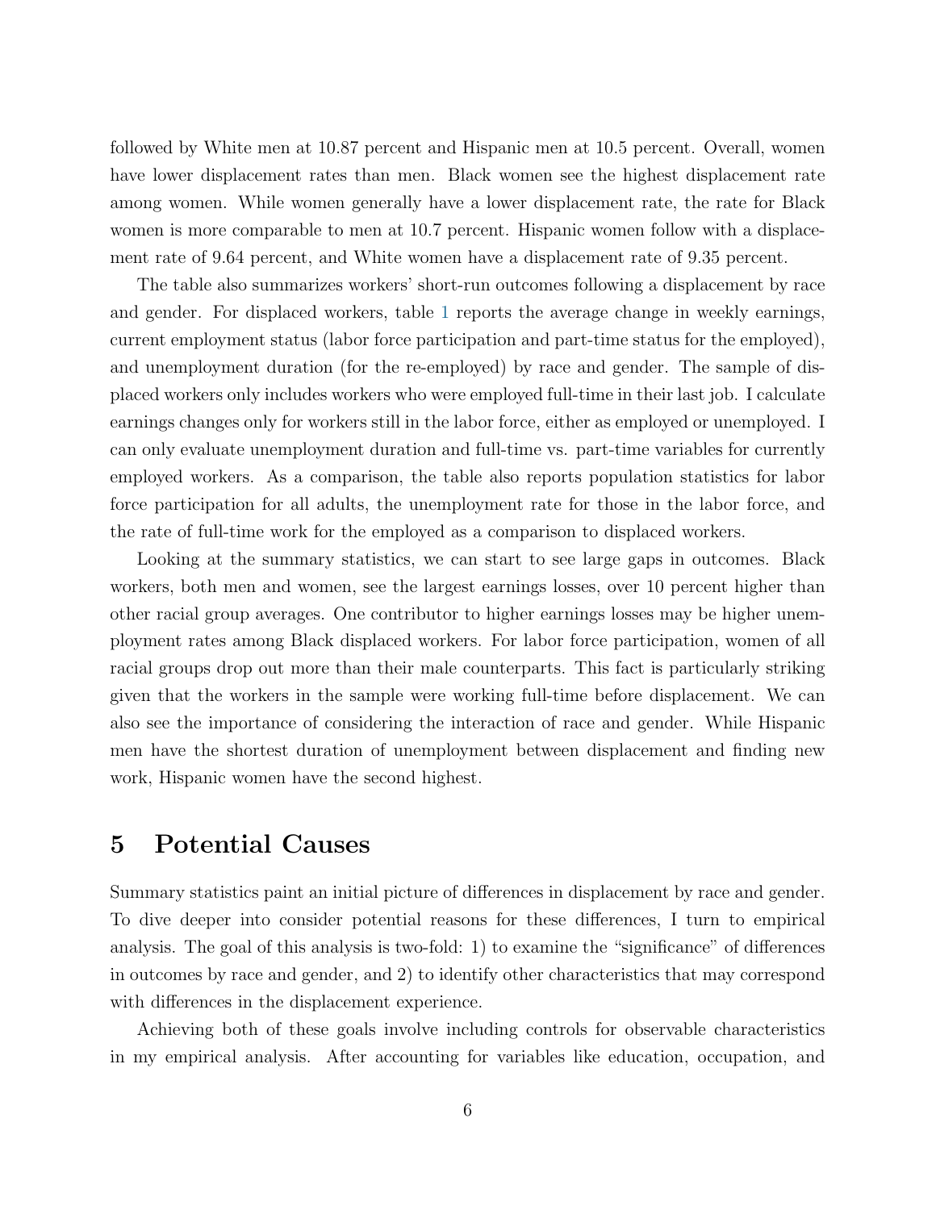followed by White men at 10.87 percent and Hispanic men at 10.5 percent. Overall, women have lower displacement rates than men. Black women see the highest displacement rate among women. While women generally have a lower displacement rate, the rate for Black women is more comparable to men at 10.7 percent. Hispanic women follow with a displacement rate of 9.64 percent, and White women have a displacement rate of 9.35 percent.

The table also summarizes workers' short-run outcomes following a displacement by race and gender. For displaced workers, table 1 reports the average change in weekly earnings, current employment status (labor force participation and part-time status for the employed), and unemployment duration (for the re-employed) by race and gender. The sample of displaced workers only includes workers who were employed full-time in their last job. I calculate earnings changes only for workers still in the labor force, either as employed or unemployed. I can only evaluate unemployment duration and full-time vs. part-time variables for currently employed workers. As a comparison, the table also reports population statistics for labor force participation for all adults, the unemployment rate for those in the labor force, and the rate of full-time work for the employed as a comparison to displaced workers.

Looking at the summary statistics, we can start to see large gaps in outcomes. Black workers, both men and women, see the largest earnings losses, over 10 percent higher than other racial group averages. One contributor to higher earnings losses may be higher unemployment rates among Black displaced workers. For labor force participation, women of all racial groups drop out more than their male counterparts. This fact is particularly striking given that the workers in the sample were working full-time before displacement. We can also see the importance of considering the interaction of race and gender. While Hispanic men have the shortest duration of unemployment between displacement and finding new work, Hispanic women have the second highest.

## 5 Potential Causes

Summary statistics paint an initial picture of differences in displacement by race and gender. To dive deeper into consider potential reasons for these differences, I turn to empirical analysis. The goal of this analysis is two-fold: 1) to examine the "significance" of differences in outcomes by race and gender, and 2) to identify other characteristics that may correspond with differences in the displacement experience.

Achieving both of these goals involve including controls for observable characteristics in my empirical analysis. After accounting for variables like education, occupation, and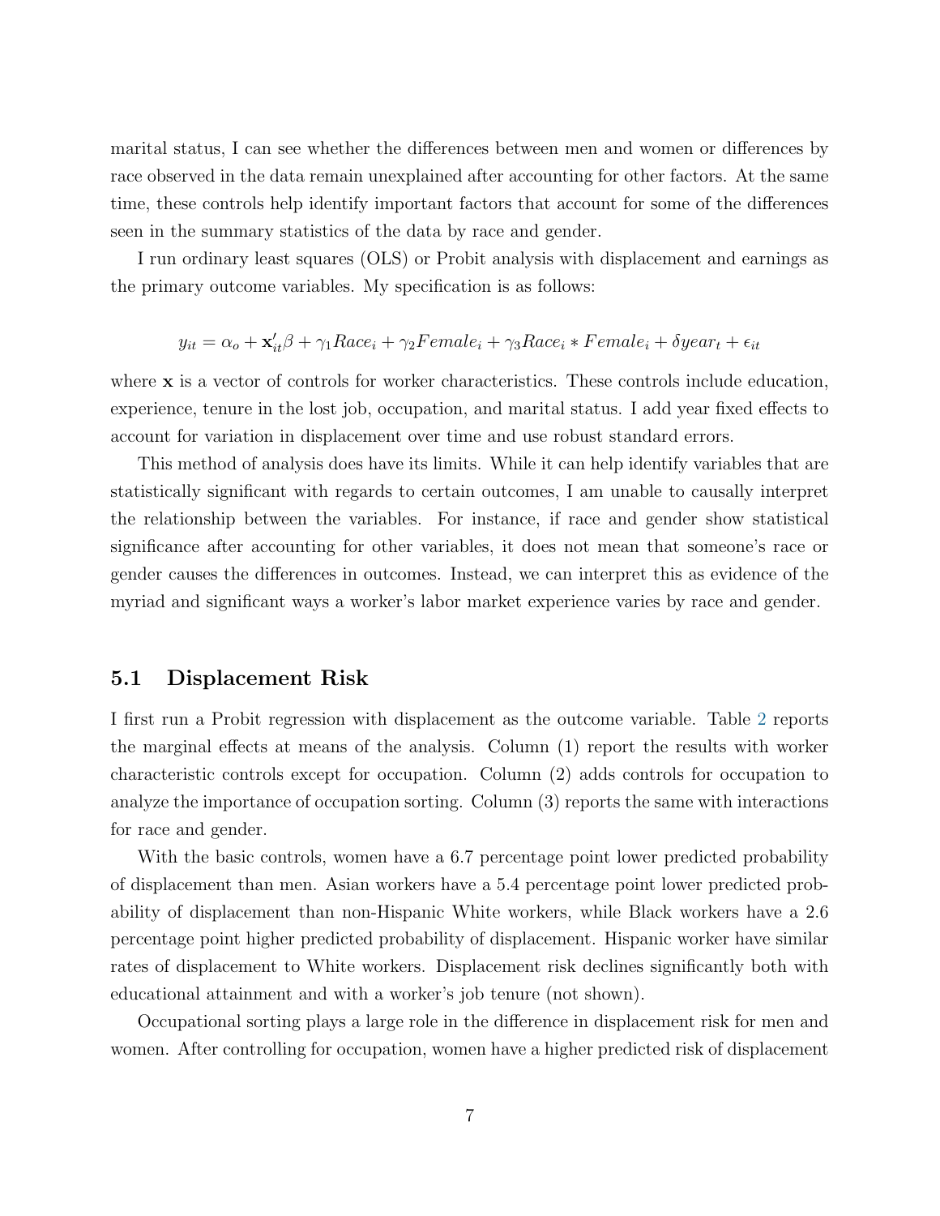marital status, I can see whether the differences between men and women or differences by race observed in the data remain unexplained after accounting for other factors. At the same time, these controls help identify important factors that account for some of the differences seen in the summary statistics of the data by race and gender.

I run ordinary least squares (OLS) or Probit analysis with displacement and earnings as the primary outcome variables. My specification is as follows:

$$y_{it} = \alpha_o + \mathbf{x}'_{it}\beta + \gamma_1 Race_i + \gamma_2 Female_i + \gamma_3 Race_i * Female_i + \delta year_t + \epsilon_{it}$$

where $\mathbf{x}$ is a vector of controls for worker characteristics. These controls include education, experience, tenure in the lost job, occupation, and marital status. I add year fixed effects to account for variation in displacement over time and use robust standard errors.

This method of analysis does have its limits. While it can help identify variables that are statistically significant with regards to certain outcomes, I am unable to causally interpret the relationship between the variables. For instance, if race and gender show statistical significance after accounting for other variables, it does not mean that someone's race or gender causes the differences in outcomes. Instead, we can interpret this as evidence of the myriad and significant ways a worker's labor market experience varies by race and gender.

### 5.1 Displacement Risk

I first run a Probit regression with displacement as the outcome variable. Table 2 reports the marginal effects at means of the analysis. Column (1) report the results with worker characteristic controls except for occupation. Column (2) adds controls for occupation to analyze the importance of occupation sorting. Column (3) reports the same with interactions for race and gender.

With the basic controls, women have a 6.7 percentage point lower predicted probability of displacement than men. Asian workers have a 5.4 percentage point lower predicted probability of displacement than non-Hispanic White workers, while Black workers have a 2.6 percentage point higher predicted probability of displacement. Hispanic worker have similar rates of displacement to White workers. Displacement risk declines significantly both with educational attainment and with a worker's job tenure (not shown).

Occupational sorting plays a large role in the difference in displacement risk for men and women. After controlling for occupation, women have a higher predicted risk of displacement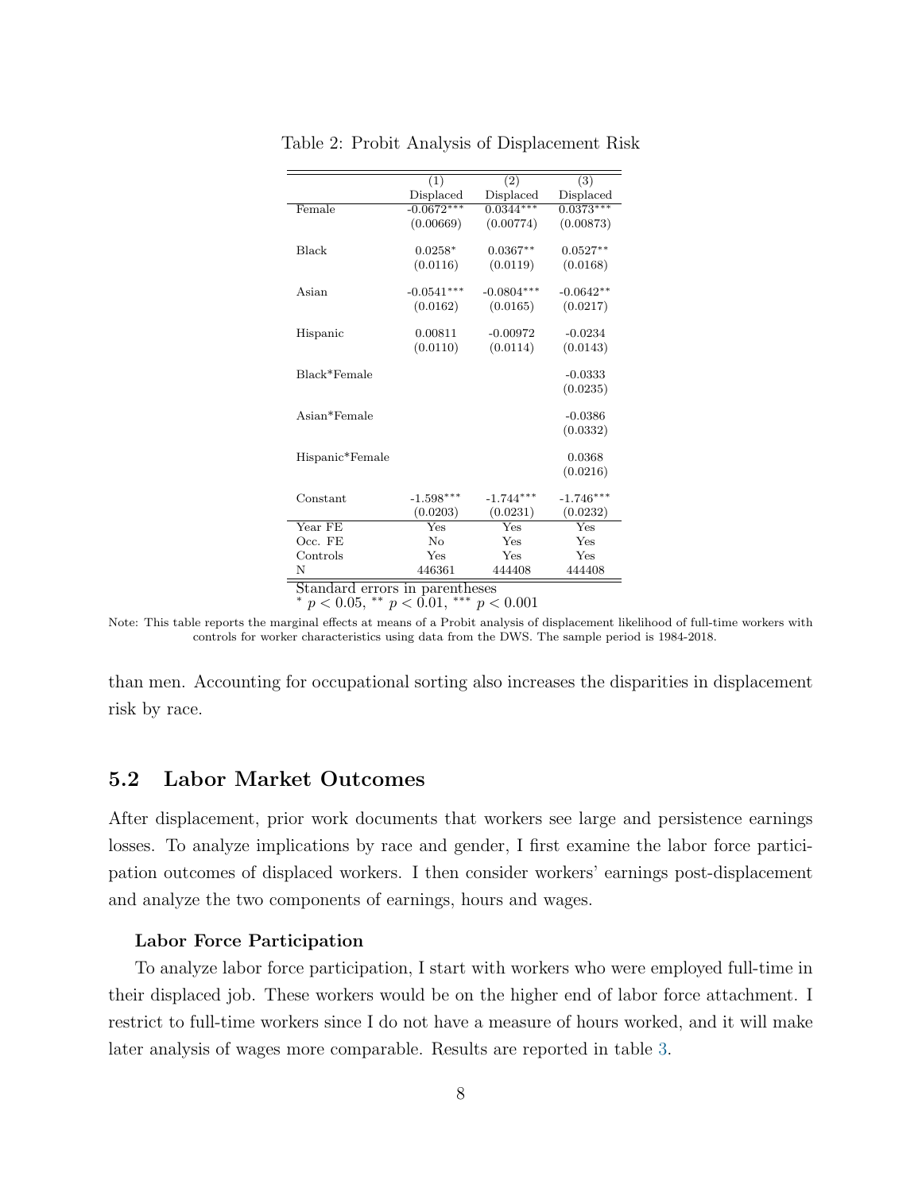Table 2: Probit Analysis of Displacement Risk

| | (1) | (2) | (3) |
|---|---|---|---|
| | Displaced | Displaced | Displaced |
| Female | -0.0672*** | 0.0344*** | 0.0373*** |
| | (0.00669) | (0.00774) | (0.00873) |
| Black | 0.0258* | 0.0367** | 0.0527** |
| | (0.0116) | (0.0119) | (0.0168) |
| Asian | -0.0541*** | -0.0804*** | -0.0642** |
| | (0.0162) | (0.0165) | (0.0217) |
| Hispanic | 0.00811 | -0.00972 | -0.0234 |
| | (0.0110) | (0.0114) | (0.0143) |
| Black*Female | | | -0.0333 |
| | | | (0.0235) |
| Asian*Female | | | -0.0386 |
| | | | (0.0332) |
| Hispanic*Female | | | 0.0368 |
| | | | (0.0216) |
| Constant | -1.598*** | -1.744*** | -1.746*** |
| | (0.0203) | (0.0231) | (0.0232) |
| Year FE | Yes | Yes | Yes |
| Occ. FE | No | Yes | Yes |
| Controls | Yes | Yes | Yes |
| N | 446361 | 444408 | 444408 |

Standard errors in parentheses
* $p < 0.05$, ** $p < 0.01$, *** $p < 0.001$

Note: This table reports the marginal effects at means of a Probit analysis of displacement likelihood of full-time workers with controls for worker characteristics using data from the DWS. The sample period is 1984-2018.

than men. Accounting for occupational sorting also increases the disparities in displacement risk by race.

## 5.2 Labor Market Outcomes

After displacement, prior work documents that workers see large and persistence earnings losses. To analyze implications by race and gender, I first examine the labor force participation outcomes of displaced workers. I then consider workers' earnings post-displacement and analyze the two components of earnings, hours and wages.

**Labor Force Participation**

To analyze labor force participation, I start with workers who were employed full-time in their displaced job. These workers would be on the higher end of labor force attachment. I restrict to full-time workers since I do not have a measure of hours worked, and it will make later analysis of wages more comparable. Results are reported in table 3.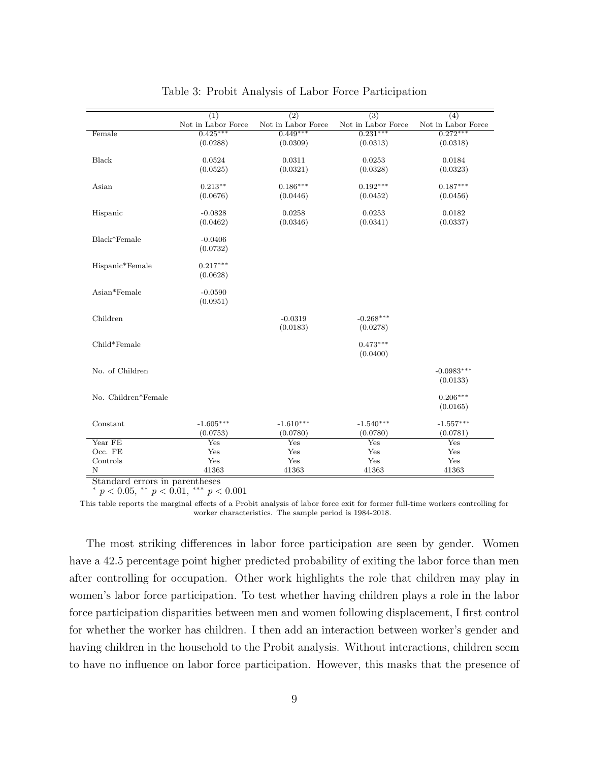Table 3: Probit Analysis of Labor Force Participation

| | (1) | (2) | (3) | (4) |
|---|---|---|---|---|
| | Not in Labor Force | Not in Labor Force | Not in Labor Force | Not in Labor Force |
| Female | 0.425*** | 0.449*** | 0.231*** | 0.272*** |
| | (0.0288) | (0.0309) | (0.0313) | (0.0318) |
| Black | 0.0524 | 0.0311 | 0.0253 | 0.0184 |
| | (0.0525) | (0.0321) | (0.0328) | (0.0323) |
| Asian | 0.213** | 0.186*** | 0.192*** | 0.187*** |
| | (0.0676) | (0.0446) | (0.0452) | (0.0456) |
| Hispanic | -0.0828 | 0.0258 | 0.0253 | 0.0182 |
| | (0.0462) | (0.0346) | (0.0341) | (0.0337) |
| Black*Female | -0.0406 | | | |
| | (0.0732) | | | |
| Hispanic*Female | 0.217*** | | | |
| | (0.0628) | | | |
| Asian*Female | -0.0590 | | | |
| | (0.0951) | | | |
| Children | | -0.0319 | -0.268*** | |
| | | (0.0183) | (0.0278) | |
| Child*Female | | | 0.473*** | |
| | | | (0.0400) | |
| No. of Children | | | | -0.0983*** |
| | | | | (0.0133) |
| No. Children*Female | | | | 0.206*** |
| | | | | (0.0165) |
| Constant | -1.605*** | -1.610*** | -1.540*** | -1.557*** |
| | (0.0753) | (0.0780) | (0.0780) | (0.0781) |
| Year FE | Yes | Yes | Yes | Yes |
| Occ. FE | Yes | Yes | Yes | Yes |
| Controls | Yes | Yes | Yes | Yes |
| N | 41363 | 41363 | 41363 | 41363 |

Standard errors in parentheses
\* $p < 0.05$, \*\* $p < 0.01$, \*\*\* $p < 0.001$

This table reports the marginal effects of a Probit analysis of labor force exit for former full-time workers controlling for worker characteristics. The sample period is 1984-2018.

The most striking differences in labor force participation are seen by gender. Women have a 42.5 percentage point higher predicted probability of exiting the labor force than men after controlling for occupation. Other work highlights the role that children may play in women's labor force participation. To test whether having children plays a role in the labor force participation disparities between men and women following displacement, I first control for whether the worker has children. I then add an interaction between worker's gender and having children in the household to the Probit analysis. Without interactions, children seem to have no influence on labor force participation. However, this masks that the presence of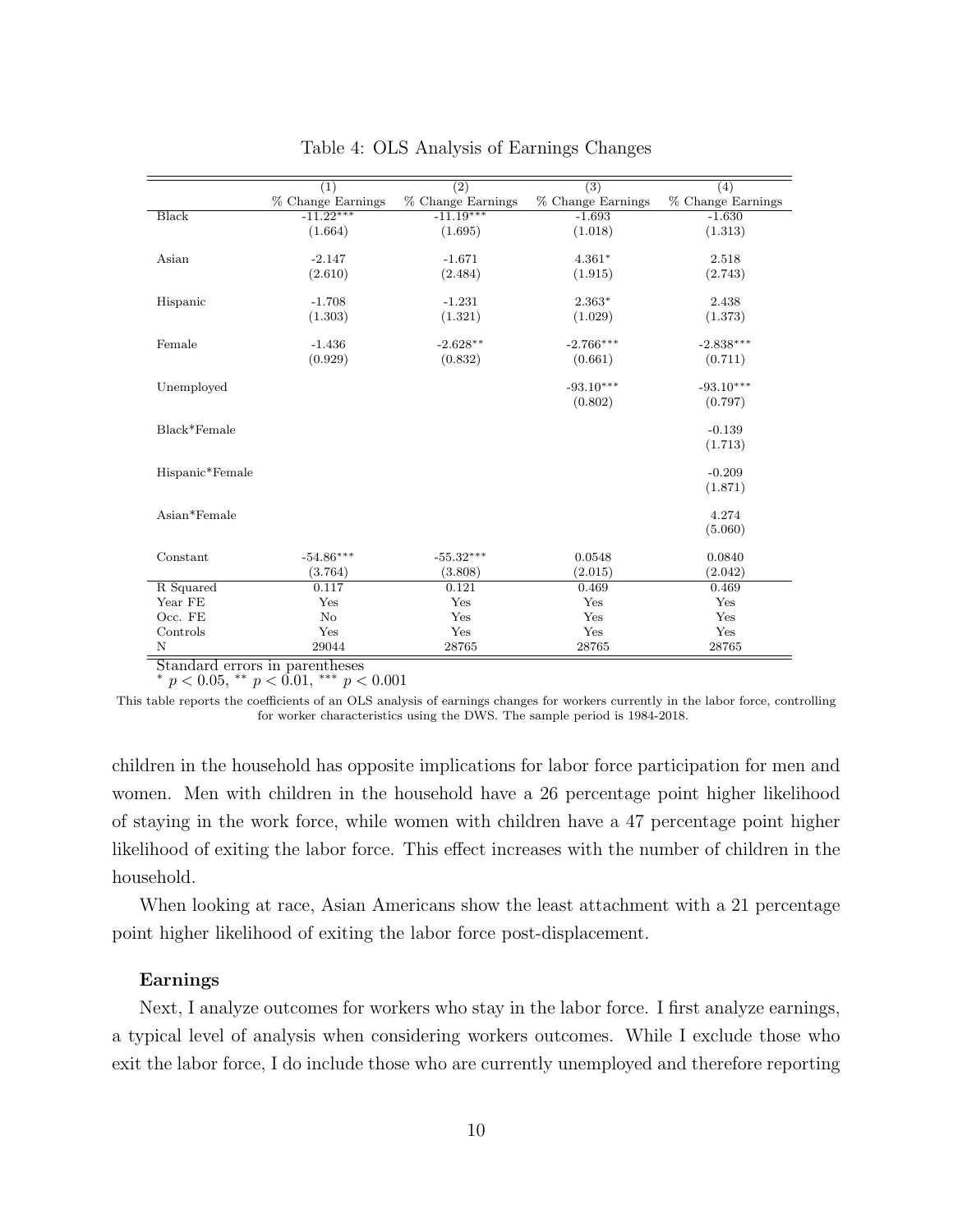Table 4: OLS Analysis of Earnings Changes

| | (1) | (2) | (3) | (4) |
|---|---|---|---|---|
| | % Change Earnings | % Change Earnings | % Change Earnings | % Change Earnings |
| Black | -11.22*** | -11.19*** | -1.693 | -1.630 |
| | (1.664) | (1.695) | (1.018) | (1.313) |
| Asian | -2.147 | -1.671 | 4.361* | 2.518 |
| | (2.610) | (2.484) | (1.915) | (2.743) |
| Hispanic | -1.708 | -1.231 | 2.363* | 2.438 |
| | (1.303) | (1.321) | (1.029) | (1.373) |
| Female | -1.436 | -2.628** | -2.766*** | -2.838*** |
| | (0.929) | (0.832) | (0.661) | (0.711) |
| Unemployed | | | -93.10*** | -93.10*** |
| | | | (0.802) | (0.797) |
| Black*Female | | | | -0.139 |
| | | | | (1.713) |
| Hispanic*Female | | | | -0.209 |
| | | | | (1.871) |
| Asian*Female | | | | 4.274 |
| | | | | (5.060) |
| Constant | -54.86*** | -55.32*** | 0.0548 | 0.0840 |
| | (3.764) | (3.808) | (2.015) | (2.042) |
| R Squared | 0.117 | 0.121 | 0.469 | 0.469 |
| Year FE | Yes | Yes | Yes | Yes |
| Occ. FE | No | Yes | Yes | Yes |
| Controls | Yes | Yes | Yes | Yes |
| N | 29044 | 28765 | 28765 | 28765 |

Standard errors in parentheses
* $p < 0.05$, ** $p < 0.01$, *** $p < 0.001$

This table reports the coefficients of an OLS analysis of earnings changes for workers currently in the labor force, controlling for worker characteristics using the DWS. The sample period is 1984-2018.

children in the household has opposite implications for labor force participation for men and women. Men with children in the household have a 26 percentage point higher likelihood of staying in the work force, while women with children have a 47 percentage point higher likelihood of exiting the labor force. This effect increases with the number of children in the household.

When looking at race, Asian Americans show the least attachment with a 21 percentage point higher likelihood of exiting the labor force post-displacement.

**Earnings**

Next, I analyze outcomes for workers who stay in the labor force. I first analyze earnings, a typical level of analysis when considering workers outcomes. While I exclude those who exit the labor force, I do include those who are currently unemployed and therefore reporting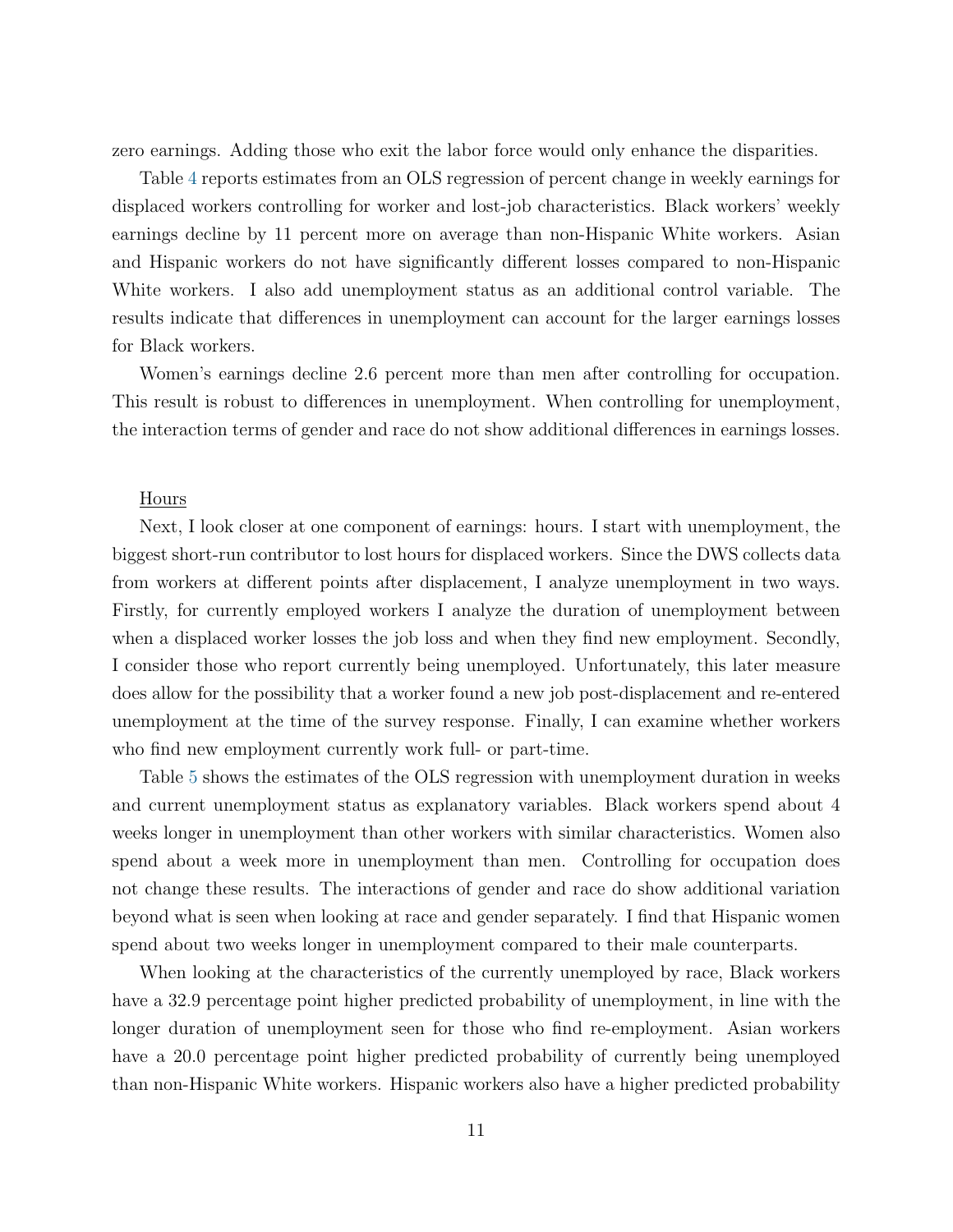zero earnings. Adding those who exit the labor force would only enhance the disparities.

Table 4 reports estimates from an OLS regression of percent change in weekly earnings for displaced workers controlling for worker and lost-job characteristics. Black workers' weekly earnings decline by 11 percent more on average than non-Hispanic White workers. Asian and Hispanic workers do not have significantly different losses compared to non-Hispanic White workers. I also add unemployment status as an additional control variable. The results indicate that differences in unemployment can account for the larger earnings losses for Black workers.

Women's earnings decline 2.6 percent more than men after controlling for occupation. This result is robust to differences in unemployment. When controlling for unemployment, the interaction terms of gender and race do not show additional differences in earnings losses.

<u>Hours</u>

Next, I look closer at one component of earnings: hours. I start with unemployment, the biggest short-run contributor to lost hours for displaced workers. Since the DWS collects data from workers at different points after displacement, I analyze unemployment in two ways. Firstly, for currently employed workers I analyze the duration of unemployment between when a displaced worker losses the job loss and when they find new employment. Secondly, I consider those who report currently being unemployed. Unfortunately, this later measure does allow for the possibility that a worker found a new job post-displacement and re-entered unemployment at the time of the survey response. Finally, I can examine whether workers who find new employment currently work full- or part-time.

Table 5 shows the estimates of the OLS regression with unemployment duration in weeks and current unemployment status as explanatory variables. Black workers spend about 4 weeks longer in unemployment than other workers with similar characteristics. Women also spend about a week more in unemployment than men. Controlling for occupation does not change these results. The interactions of gender and race do show additional variation beyond what is seen when looking at race and gender separately. I find that Hispanic women spend about two weeks longer in unemployment compared to their male counterparts.

When looking at the characteristics of the currently unemployed by race, Black workers have a 32.9 percentage point higher predicted probability of unemployment, in line with the longer duration of unemployment seen for those who find re-employment. Asian workers have a 20.0 percentage point higher predicted probability of currently being unemployed than non-Hispanic White workers. Hispanic workers also have a higher predicted probability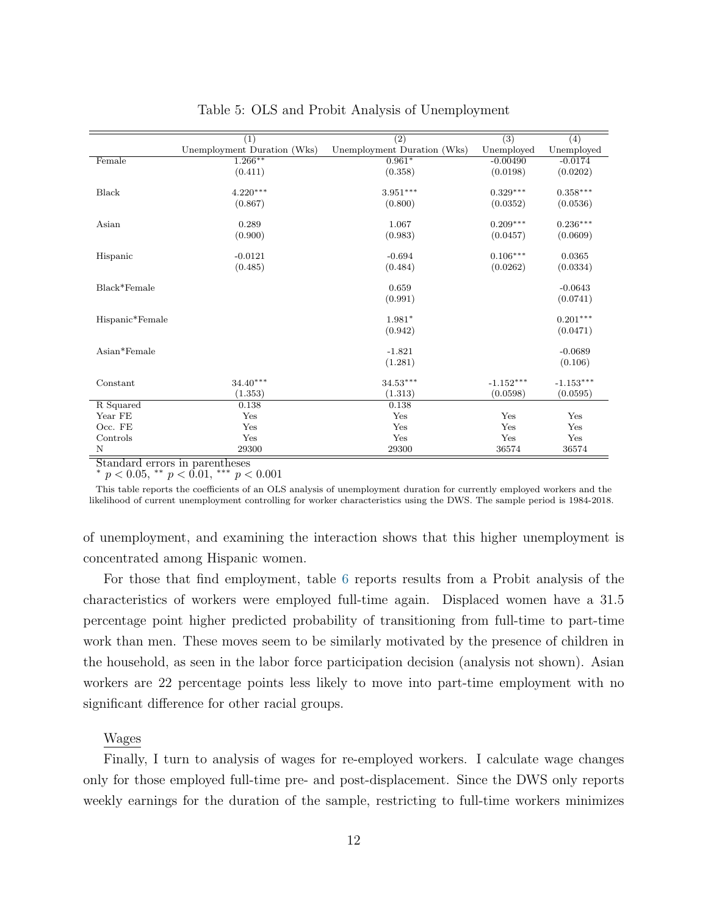Table 5: OLS and Probit Analysis of Unemployment

| | (1) | (2) | (3) | (4) |
|---|---|---|---|---|
| | Unemployment Duration (Wks) | Unemployment Duration (Wks) | Unemployed | Unemployed |
| Female | 1.266** | 0.961* | -0.00490 | -0.0174 |
| | (0.411) | (0.358) | (0.0198) | (0.0202) |
| Black | 4.220*** | 3.951*** | 0.329*** | 0.358*** |
| | (0.867) | (0.800) | (0.0352) | (0.0536) |
| Asian | 0.289 | 1.067 | 0.209*** | 0.236*** |
| | (0.900) | (0.983) | (0.0457) | (0.0609) |
| Hispanic | -0.0121 | -0.694 | 0.106*** | 0.0365 |
| | (0.485) | (0.484) | (0.0262) | (0.0334) |
| Black*Female | | 0.659 | | -0.0643 |
| | | (0.991) | | (0.0741) |
| Hispanic*Female | | 1.981* | | 0.201*** |
| | | (0.942) | | (0.0471) |
| Asian*Female | | -1.821 | | -0.0689 |
| | | (1.281) | | (0.106) |
| Constant | 34.40*** | 34.53*** | -1.152*** | -1.153*** |
| | (1.353) | (1.313) | (0.0598) | (0.0595) |
| R Squared | 0.138 | 0.138 | | |
| Year FE | Yes | Yes | Yes | Yes |
| Occ. FE | Yes | Yes | Yes | Yes |
| Controls | Yes | Yes | Yes | Yes |
| N | 29300 | 29300 | 36574 | 36574 |

Standard errors in parentheses

* $p < 0.05$, ** $p < 0.01$, *** $p < 0.001$

This table reports the coefficients of an OLS analysis of unemployment duration for currently employed workers and the likelihood of current unemployment controlling for worker characteristics using the DWS. The sample period is 1984-2018.

of unemployment, and examining the interaction shows that this higher unemployment is concentrated among Hispanic women.

For those that find employment, table 6 reports results from a Probit analysis of the characteristics of workers were employed full-time again. Displaced women have a 31.5 percentage point higher predicted probability of transitioning from full-time to part-time work than men. These moves seem to be similarly motivated by the presence of children in the household, as seen in the labor force participation decision (analysis not shown). Asian workers are 22 percentage points less likely to move into part-time employment with no significant difference for other racial groups.

Wages

Finally, I turn to analysis of wages for re-employed workers. I calculate wage changes only for those employed full-time pre- and post-displacement. Since the DWS only reports weekly earnings for the duration of the sample, restricting to full-time workers minimizes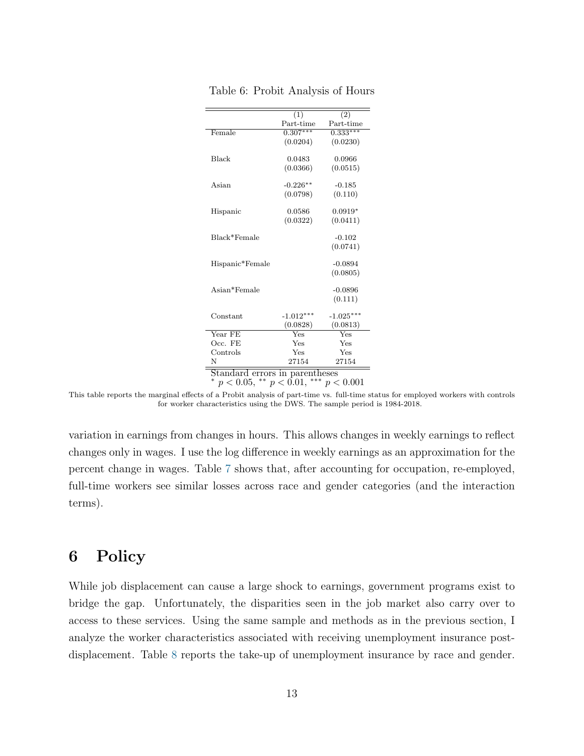Table 6: Probit Analysis of Hours

| | (1) | (2) |
|---|---|---|
| | Part-time | Part-time |
| Female | 0.307*** | 0.333*** |
| | (0.0204) | (0.0230) |
| Black | 0.0483 | 0.0966 |
| | (0.0366) | (0.0515) |
| Asian | -0.226** | -0.185 |
| | (0.0798) | (0.110) |
| Hispanic | 0.0586 | 0.0919* |
| | (0.0322) | (0.0411) |
| Black*Female | | -0.102 |
| | | (0.0741) |
| Hispanic*Female | | -0.0894 |
| | | (0.0805) |
| Asian*Female | | -0.0896 |
| | | (0.111) |
| Constant | -1.012*** | -1.025*** |
| | (0.0828) | (0.0813) |
| Year FE | Yes | Yes |
| Occ. FE | Yes | Yes |
| Controls | Yes | Yes |
| N | 27154 | 27154 |

Standard errors in parentheses
* $p < 0.05$, ** $p < 0.01$, *** $p < 0.001$

This table reports the marginal effects of a Probit analysis of part-time vs. full-time status for employed workers with controls for worker characteristics using the DWS. The sample period is 1984-2018.

variation in earnings from changes in hours. This allows changes in weekly earnings to reflect changes only in wages. I use the log difference in weekly earnings as an approximation for the percent change in wages. Table 7 shows that, after accounting for occupation, re-employed, full-time workers see similar losses across race and gender categories (and the interaction terms).

## 6 Policy

While job displacement can cause a large shock to earnings, government programs exist to bridge the gap. Unfortunately, the disparities seen in the job market also carry over to access to these services. Using the same sample and methods as in the previous section, I analyze the worker characteristics associated with receiving unemployment insurance post-displacement. Table 8 reports the take-up of unemployment insurance by race and gender.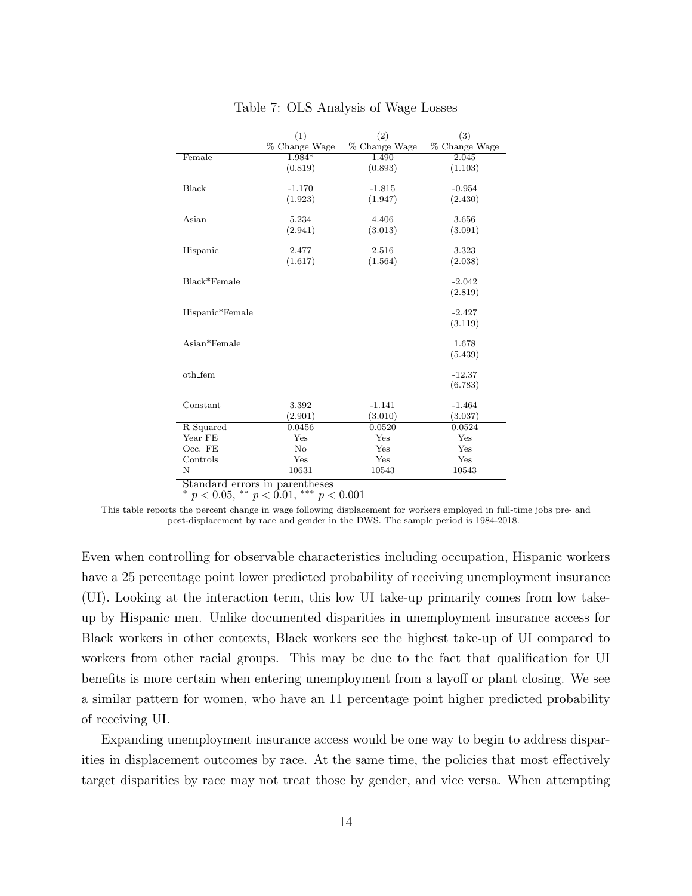Table 7: OLS Analysis of Wage Losses

| | (1) | (2) | (3) |
|---|---|---|---|
| | % Change Wage | % Change Wage | % Change Wage |
| Female | 1.984* | 1.490 | 2.045 |
| | (0.819) | (0.893) | (1.103) |
| Black | -1.170 | -1.815 | -0.954 |
| | (1.923) | (1.947) | (2.430) |
| Asian | 5.234 | 4.406 | 3.656 |
| | (2.941) | (3.013) | (3.091) |
| Hispanic | 2.477 | 2.516 | 3.323 |
| | (1.617) | (1.564) | (2.038) |
| Black*Female | | | -2.042 |
| | | | (2.819) |
| Hispanic*Female | | | -2.427 |
| | | | (3.119) |
| Asian*Female | | | 1.678 |
| | | | (5.439) |
| oth_fem | | | -12.37 |
| | | | (6.783) |
| Constant | 3.392 | -1.141 | -1.464 |
| | (2.901) | (3.010) | (3.037) |
| R Squared | 0.0456 | 0.0520 | 0.0524 |
| Year FE | Yes | Yes | Yes |
| Occ. FE | No | Yes | Yes |
| Controls | Yes | Yes | Yes |
| N | 10631 | 10543 | 10543 |

Standard errors in parentheses
$^{*}$ $p < 0.05$, $^{**}$ $p < 0.01$, $^{***}$ $p < 0.001$

This table reports the percent change in wage following displacement for workers employed in full-time jobs pre- and post-displacement by race and gender in the DWS. The sample period is 1984-2018.

Even when controlling for observable characteristics including occupation, Hispanic workers have a 25 percentage point lower predicted probability of receiving unemployment insurance (UI). Looking at the interaction term, this low UI take-up primarily comes from low take-up by Hispanic men. Unlike documented disparities in unemployment insurance access for Black workers in other contexts, Black workers see the highest take-up of UI compared to workers from other racial groups. This may be due to the fact that qualification for UI benefits is more certain when entering unemployment from a layoff or plant closing. We see a similar pattern for women, who have an 11 percentage point higher predicted probability of receiving UI.

Expanding unemployment insurance access would be one way to begin to address disparities in displacement outcomes by race. At the same time, the policies that most effectively target disparities by race may not treat those by gender, and vice versa. When attempting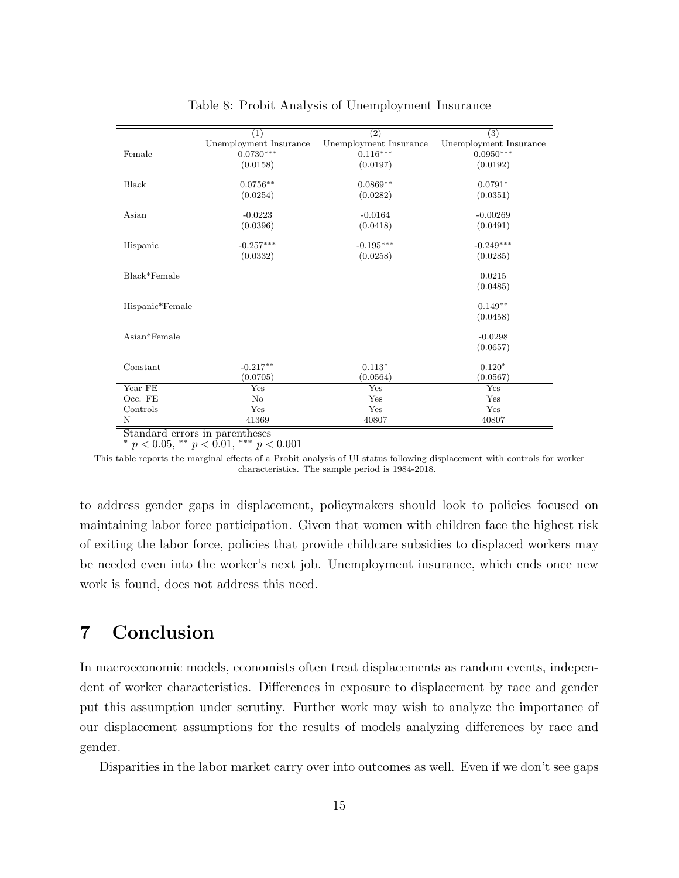Table 8: Probit Analysis of Unemployment Insurance

| | (1) | (2) | (3) |
|---|---|---|---|
| | Unemployment Insurance | Unemployment Insurance | Unemployment Insurance |
| Female | 0.0730*** | 0.116*** | 0.0950*** |
| | (0.0158) | (0.0197) | (0.0192) |
| Black | 0.0756** | 0.0869** | 0.0791* |
| | (0.0254) | (0.0282) | (0.0351) |
| Asian | -0.0223 | -0.0164 | -0.00269 |
| | (0.0396) | (0.0418) | (0.0491) |
| Hispanic | -0.257*** | -0.195*** | -0.249*** |
| | (0.0332) | (0.0258) | (0.0285) |
| Black*Female | | | 0.0215 |
| | | | (0.0485) |
| Hispanic*Female | | | 0.149** |
| | | | (0.0458) |
| Asian*Female | | | -0.0298 |
| | | | (0.0657) |
| Constant | -0.217** | 0.113* | 0.120* |
| | (0.0705) | (0.0564) | (0.0567) |
| Year FE | Yes | Yes | Yes |
| Occ. FE | No | Yes | Yes |
| Controls | Yes | Yes | Yes |
| N | 41369 | 40807 | 40807 |

Standard errors in parentheses
* $p < 0.05$, ** $p < 0.01$, *** $p < 0.001$

This table reports the marginal effects of a Probit analysis of UI status following displacement with controls for worker characteristics. The sample period is 1984-2018.

to address gender gaps in displacement, policymakers should look to policies focused on maintaining labor force participation. Given that women with children face the highest risk of exiting the labor force, policies that provide childcare subsidies to displaced workers may be needed even into the worker's next job. Unemployment insurance, which ends once new work is found, does not address this need.

# 7 Conclusion

In macroeconomic models, economists often treat displacements as random events, independent of worker characteristics. Differences in exposure to displacement by race and gender put this assumption under scrutiny. Further work may wish to analyze the importance of our displacement assumptions for the results of models analyzing differences by race and gender.

Disparities in the labor market carry over into outcomes as well. Even if we don't see gaps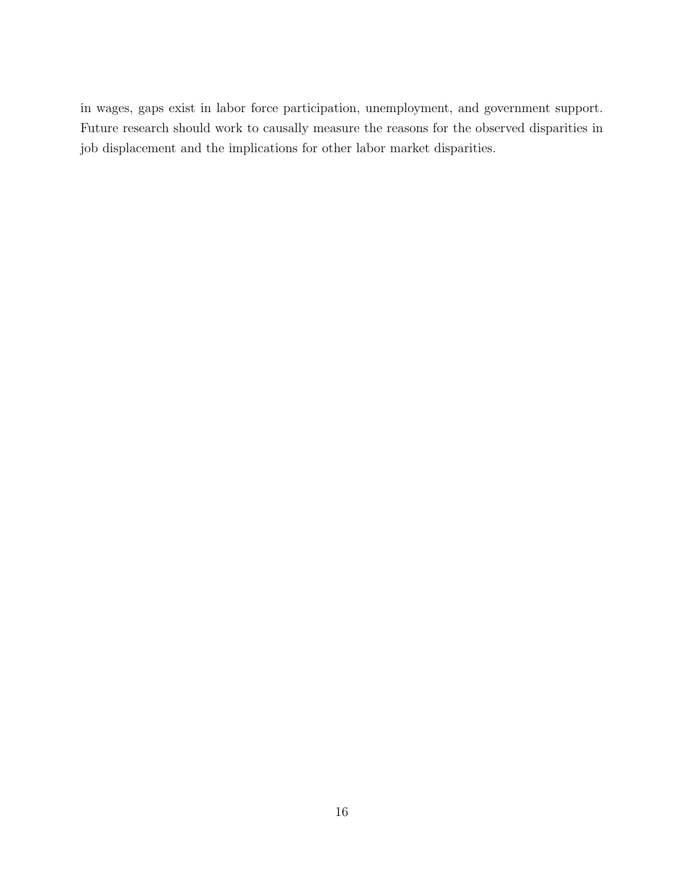in wages, gaps exist in labor force participation, unemployment, and government support. Future research should work to causally measure the reasons for the observed disparities in job displacement and the implications for other labor market disparities.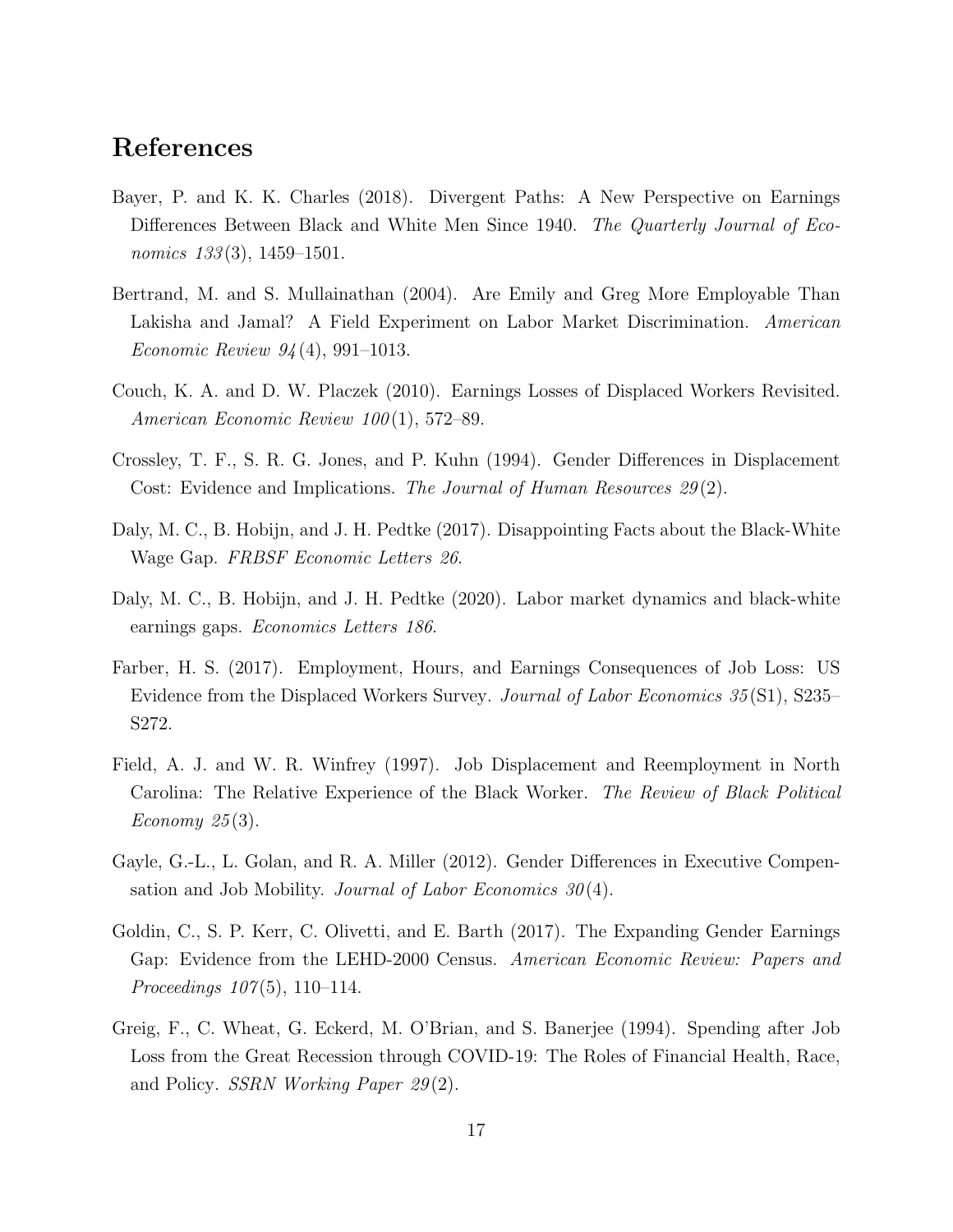## References

Bayer, P. and K. K. Charles (2018). Divergent Paths: A New Perspective on Earnings Differences Between Black and White Men Since 1940. *The Quarterly Journal of Economics 133*(3), 1459–1501.

Bertrand, M. and S. Mullainathan (2004). Are Emily and Greg More Employable Than Lakisha and Jamal? A Field Experiment on Labor Market Discrimination. *American Economic Review 94*(4), 991–1013.

Couch, K. A. and D. W. Placzek (2010). Earnings Losses of Displaced Workers Revisited. *American Economic Review 100*(1), 572–89.

Crossley, T. F., S. R. G. Jones, and P. Kuhn (1994). Gender Differences in Displacement Cost: Evidence and Implications. *The Journal of Human Resources 29*(2).

Daly, M. C., B. Hobijn, and J. H. Pedtke (2017). Disappointing Facts about the Black-White Wage Gap. *FRBSF Economic Letters 26*.

Daly, M. C., B. Hobijn, and J. H. Pedtke (2020). Labor market dynamics and black-white earnings gaps. *Economics Letters 186*.

Farber, H. S. (2017). Employment, Hours, and Earnings Consequences of Job Loss: US Evidence from the Displaced Workers Survey. *Journal of Labor Economics 35*(S1), S235–S272.

Field, A. J. and W. R. Winfrey (1997). Job Displacement and Reemployment in North Carolina: The Relative Experience of the Black Worker. *The Review of Black Political Economy 25*(3).

Gayle, G.-L., L. Golan, and R. A. Miller (2012). Gender Differences in Executive Compensation and Job Mobility. *Journal of Labor Economics 30*(4).

Goldin, C., S. P. Kerr, C. Olivetti, and E. Barth (2017). The Expanding Gender Earnings Gap: Evidence from the LEHD-2000 Census. *American Economic Review: Papers and Proceedings 107*(5), 110–114.

Greig, F., C. Wheat, G. Eckerd, M. O'Brian, and S. Banerjee (1994). Spending after Job Loss from the Great Recession through COVID-19: The Roles of Financial Health, Race, and Policy. *SSRN Working Paper 29*(2).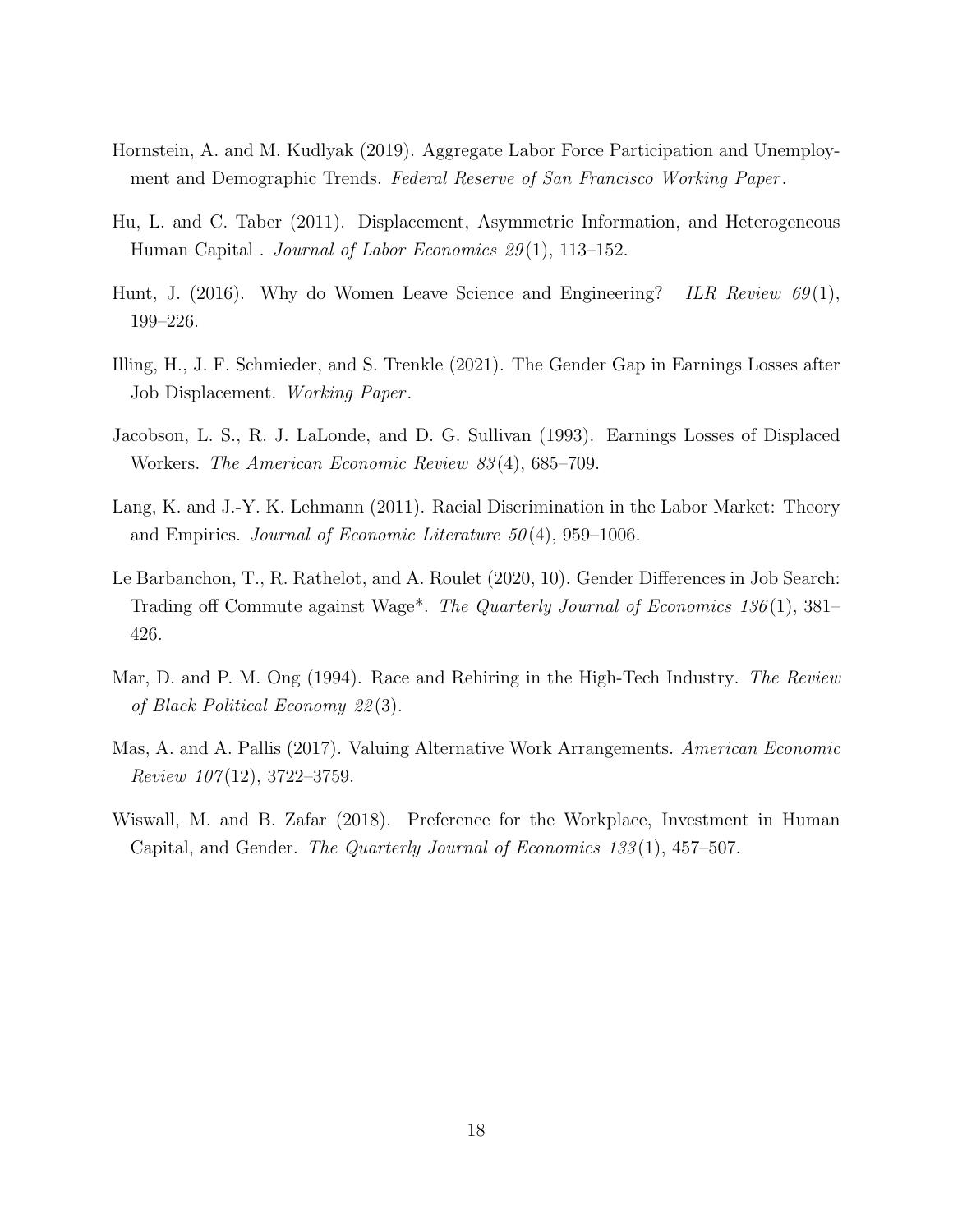Hornstein, A. and M. Kudlyak (2019). Aggregate Labor Force Participation and Unemployment and Demographic Trends. *Federal Reserve of San Francisco Working Paper*.

Hu, L. and C. Taber (2011). Displacement, Asymmetric Information, and Heterogeneous Human Capital . *Journal of Labor Economics 29*(1), 113–152.

Hunt, J. (2016). Why do Women Leave Science and Engineering? *ILR Review 69*(1), 199–226.

Illing, H., J. F. Schmieder, and S. Trenkle (2021). The Gender Gap in Earnings Losses after Job Displacement. *Working Paper*.

Jacobson, L. S., R. J. LaLonde, and D. G. Sullivan (1993). Earnings Losses of Displaced Workers. *The American Economic Review 83*(4), 685–709.

Lang, K. and J.-Y. K. Lehmann (2011). Racial Discrimination in the Labor Market: Theory and Empirics. *Journal of Economic Literature 50*(4), 959–1006.

Le Barbanchon, T., R. Rathelot, and A. Roulet (2020, 10). Gender Differences in Job Search: Trading off Commute against Wage*. *The Quarterly Journal of Economics 136*(1), 381–426.

Mar, D. and P. M. Ong (1994). Race and Rehiring in the High-Tech Industry. *The Review of Black Political Economy 22*(3).

Mas, A. and A. Pallis (2017). Valuing Alternative Work Arrangements. *American Economic Review 107*(12), 3722–3759.

Wiswall, M. and B. Zafar (2018). Preference for the Workplace, Investment in Human Capital, and Gender. *The Quarterly Journal of Economics 133*(1), 457–507.